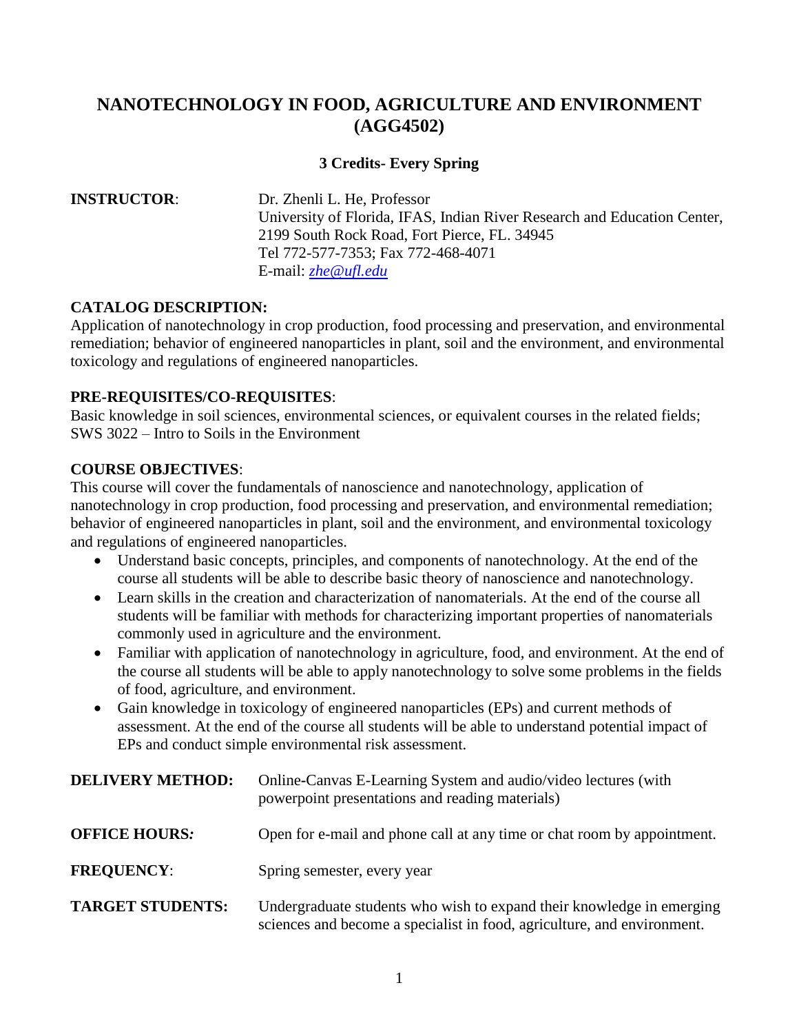# NANOTECHNOLOGY IN FOOD, AGRICULTURE AND ENVIRONMENT (AGG4502)

**3 Credits- Every Spring**

**INSTRUCTOR**: Dr. Zhenli L. He, Professor
University of Florida, IFAS, Indian River Research and Education Center,
2199 South Rock Road, Fort Pierce, FL. 34945
Tel 772-577-7353; Fax 772-468-4071
E-mail: *zhe@ufl.edu*

**CATALOG DESCRIPTION:**
Application of nanotechnology in crop production, food processing and preservation, and environmental remediation; behavior of engineered nanoparticles in plant, soil and the environment, and environmental toxicology and regulations of engineered nanoparticles.

**PRE-REQUISITES/CO-REQUISITES**:
Basic knowledge in soil sciences, environmental sciences, or equivalent courses in the related fields; SWS 3022 – Intro to Soils in the Environment

**COURSE OBJECTIVES**:
This course will cover the fundamentals of nanoscience and nanotechnology, application of nanotechnology in crop production, food processing and preservation, and environmental remediation; behavior of engineered nanoparticles in plant, soil and the environment, and environmental toxicology and regulations of engineered nanoparticles.

- Understand basic concepts, principles, and components of nanotechnology. At the end of the course all students will be able to describe basic theory of nanoscience and nanotechnology.
- Learn skills in the creation and characterization of nanomaterials. At the end of the course all students will be familiar with methods for characterizing important properties of nanomaterials commonly used in agriculture and the environment.
- Familiar with application of nanotechnology in agriculture, food, and environment. At the end of the course all students will be able to apply nanotechnology to solve some problems in the fields of food, agriculture, and environment.
- Gain knowledge in toxicology of engineered nanoparticles (EPs) and current methods of assessment. At the end of the course all students will be able to understand potential impact of EPs and conduct simple environmental risk assessment.

**DELIVERY METHOD:** Online-Canvas E-Learning System and audio/video lectures (with powerpoint presentations and reading materials)

**OFFICE HOURS:** Open for e-mail and phone call at any time or chat room by appointment.

**FREQUENCY**: Spring semester, every year

**TARGET STUDENTS:** Undergraduate students who wish to expand their knowledge in emerging sciences and become a specialist in food, agriculture, and environment.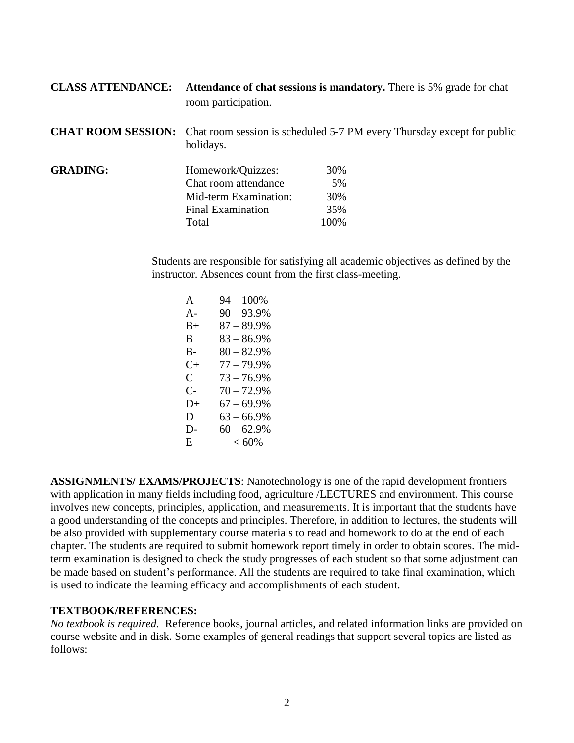**CLASS ATTENDANCE:** **Attendance of chat sessions is mandatory.** There is 5% grade for chat room participation.

**CHAT ROOM SESSION:** Chat room session is scheduled 5-7 PM every Thursday except for public holidays.

**GRADING:**

| Component | Weight |
|---|---|
| Homework/Quizzes: | 30% |
| Chat room attendance | 5% |
| Mid-term Examination: | 30% |
| Final Examination | 35% |
| Total | 100% |

Students are responsible for satisfying all academic objectives as defined by the instructor. Absences count from the first class-meeting.

| Grade | Range |
|---|---|
| A | 94 – 100% |
| A- | 90 – 93.9% |
| B+ | 87 – 89.9% |
| B | 83 – 86.9% |
| B- | 80 – 82.9% |
| C+ | 77 – 79.9% |
| C | 73 – 76.9% |
| C- | 70 – 72.9% |
| D+ | 67 – 69.9% |
| D | 63 – 66.9% |
| D- | 60 – 62.9% |
| E | < 60% |

**ASSIGNMENTS/ EXAMS/PROJECTS**: Nanotechnology is one of the rapid development frontiers with application in many fields including food, agriculture /LECTURES and environment. This course involves new concepts, principles, application, and measurements. It is important that the students have a good understanding of the concepts and principles. Therefore, in addition to lectures, the students will be also provided with supplementary course materials to read and homework to do at the end of each chapter. The students are required to submit homework report timely in order to obtain scores. The mid-term examination is designed to check the study progresses of each student so that some adjustment can be made based on student's performance. All the students are required to take final examination, which is used to indicate the learning efficacy and accomplishments of each student.

**TEXTBOOK/REFERENCES:**

*No textbook is required.* Reference books, journal articles, and related information links are provided on course website and in disk. Some examples of general readings that support several topics are listed as follows: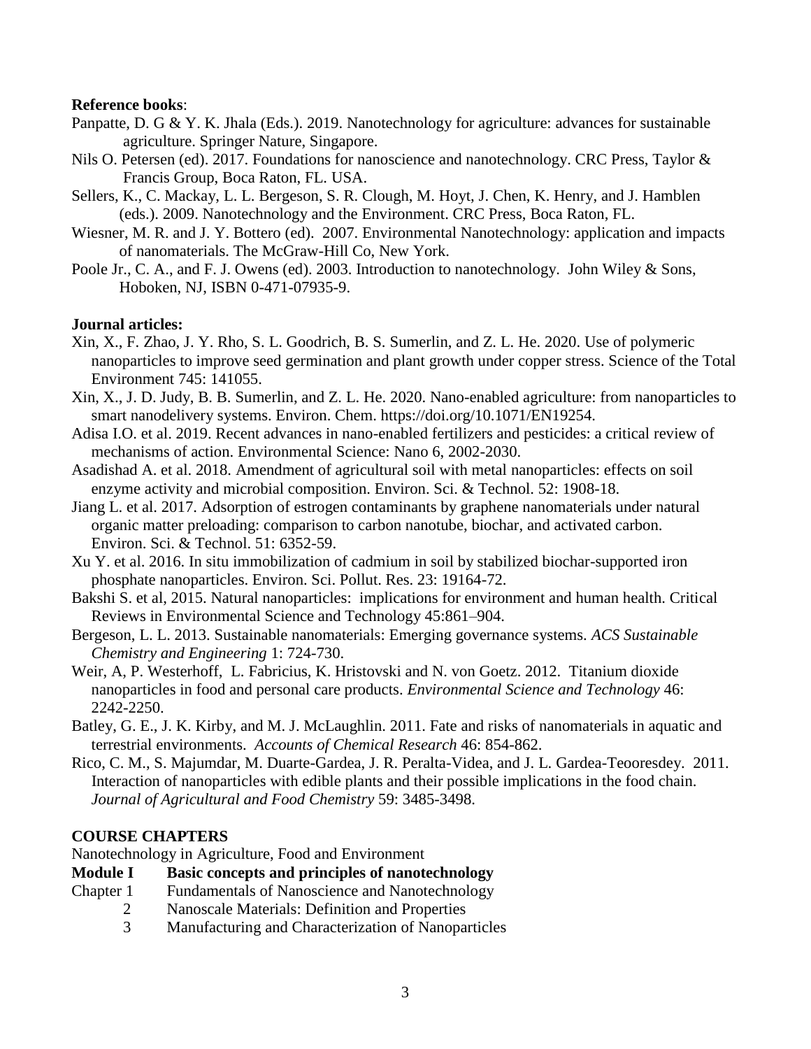**Reference books**:

Panpatte, D. G & Y. K. Jhala (Eds.). 2019. Nanotechnology for agriculture: advances for sustainable agriculture. Springer Nature, Singapore.

Nils O. Petersen (ed). 2017. Foundations for nanoscience and nanotechnology. CRC Press, Taylor & Francis Group, Boca Raton, FL. USA.

Sellers, K., C. Mackay, L. L. Bergeson, S. R. Clough, M. Hoyt, J. Chen, K. Henry, and J. Hamblen (eds.). 2009. Nanotechnology and the Environment. CRC Press, Boca Raton, FL.

Wiesner, M. R. and J. Y. Bottero (ed). 2007. Environmental Nanotechnology: application and impacts of nanomaterials. The McGraw-Hill Co, New York.

Poole Jr., C. A., and F. J. Owens (ed). 2003. Introduction to nanotechnology. John Wiley & Sons, Hoboken, NJ, ISBN 0-471-07935-9.

**Journal articles:**

Xin, X., F. Zhao, J. Y. Rho, S. L. Goodrich, B. S. Sumerlin, and Z. L. He. 2020. Use of polymeric nanoparticles to improve seed germination and plant growth under copper stress. Science of the Total Environment 745: 141055.

Xin, X., J. D. Judy, B. B. Sumerlin, and Z. L. He. 2020. Nano-enabled agriculture: from nanoparticles to smart nanodelivery systems. Environ. Chem. https://doi.org/10.1071/EN19254.

Adisa I.O. et al. 2019. Recent advances in nano-enabled fertilizers and pesticides: a critical review of mechanisms of action. Environmental Science: Nano 6, 2002-2030.

Asadishad A. et al. 2018. Amendment of agricultural soil with metal nanoparticles: effects on soil enzyme activity and microbial composition. Environ. Sci. & Technol. 52: 1908-18.

Jiang L. et al. 2017. Adsorption of estrogen contaminants by graphene nanomaterials under natural organic matter preloading: comparison to carbon nanotube, biochar, and activated carbon. Environ. Sci. & Technol. 51: 6352-59.

Xu Y. et al. 2016. In situ immobilization of cadmium in soil by stabilized biochar-supported iron phosphate nanoparticles. Environ. Sci. Pollut. Res. 23: 19164-72.

Bakshi S. et al, 2015. Natural nanoparticles: implications for environment and human health. Critical Reviews in Environmental Science and Technology 45:861–904.

Bergeson, L. L. 2013. Sustainable nanomaterials: Emerging governance systems. *ACS Sustainable Chemistry and Engineering* 1: 724-730.

Weir, A, P. Westerhoff, L. Fabricius, K. Hristovski and N. von Goetz. 2012. Titanium dioxide nanoparticles in food and personal care products. *Environmental Science and Technology* 46: 2242-2250.

Batley, G. E., J. K. Kirby, and M. J. McLaughlin. 2011. Fate and risks of nanomaterials in aquatic and terrestrial environments. *Accounts of Chemical Research* 46: 854-862.

Rico, C. M., S. Majumdar, M. Duarte-Gardea, J. R. Peralta-Videa, and J. L. Gardea-Teooresdey. 2011. Interaction of nanoparticles with edible plants and their possible implications in the food chain. *Journal of Agricultural and Food Chemistry* 59: 3485-3498.

**COURSE CHAPTERS**

Nanotechnology in Agriculture, Food and Environment

**Module I Basic concepts and principles of nanotechnology**

Chapter 1 Fundamentals of Nanoscience and Nanotechnology

2 Nanoscale Materials: Definition and Properties

3 Manufacturing and Characterization of Nanoparticles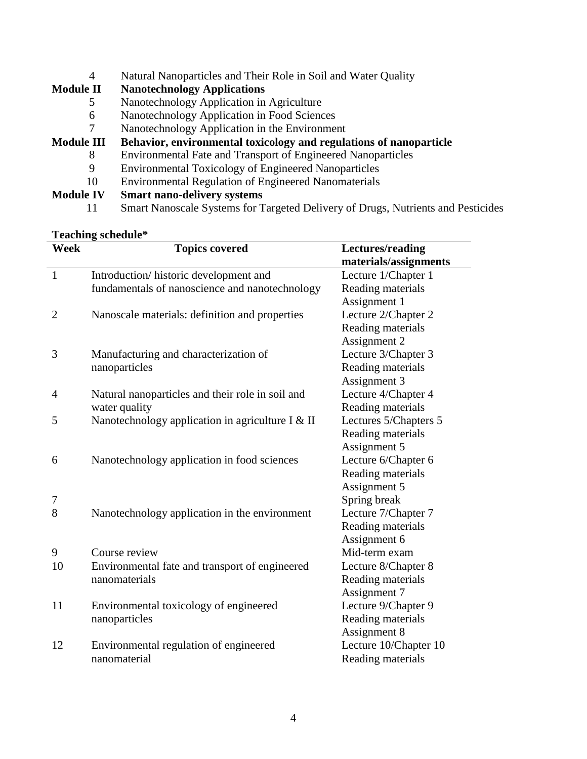4 Natural Nanoparticles and Their Role in Soil and Water Quality

**Module II Nanotechnology Applications**

5 Nanotechnology Application in Agriculture

6 Nanotechnology Application in Food Sciences

7 Nanotechnology Application in the Environment

**Module III Behavior, environmental toxicology and regulations of nanoparticle**

8 Environmental Fate and Transport of Engineered Nanoparticles

9 Environmental Toxicology of Engineered Nanoparticles

10 Environmental Regulation of Engineered Nanomaterials

**Module IV Smart nano-delivery systems**

11 Smart Nanoscale Systems for Targeted Delivery of Drugs, Nutrients and Pesticides

**Teaching schedule***

| Week | Topics covered | Lectures/reading materials/assignments |
|---|---|---|
| 1 | Introduction/ historic development and fundamentals of nanoscience and nanotechnology | Lecture 1/Chapter 1<br>Reading materials<br>Assignment 1 |
| 2 | Nanoscale materials: definition and properties | Lecture 2/Chapter 2<br>Reading materials<br>Assignment 2 |
| 3 | Manufacturing and characterization of nanoparticles | Lecture 3/Chapter 3<br>Reading materials<br>Assignment 3 |
| 4 | Natural nanoparticles and their role in soil and water quality | Lecture 4/Chapter 4<br>Reading materials |
| 5 | Nanotechnology application in agriculture I & II | Lectures 5/Chapters 5<br>Reading materials<br>Assignment 5 |
| 6 | Nanotechnology application in food sciences | Lecture 6/Chapter 6<br>Reading materials<br>Assignment 5 |
| 7 | | Spring break |
| 8 | Nanotechnology application in the environment | Lecture 7/Chapter 7<br>Reading materials<br>Assignment 6 |
| 9 | Course review | Mid-term exam |
| 10 | Environmental fate and transport of engineered nanomaterials | Lecture 8/Chapter 8<br>Reading materials<br>Assignment 7 |
| 11 | Environmental toxicology of engineered nanoparticles | Lecture 9/Chapter 9<br>Reading materials<br>Assignment 8 |
| 12 | Environmental regulation of engineered nanomaterial | Lecture 10/Chapter 10<br>Reading materials |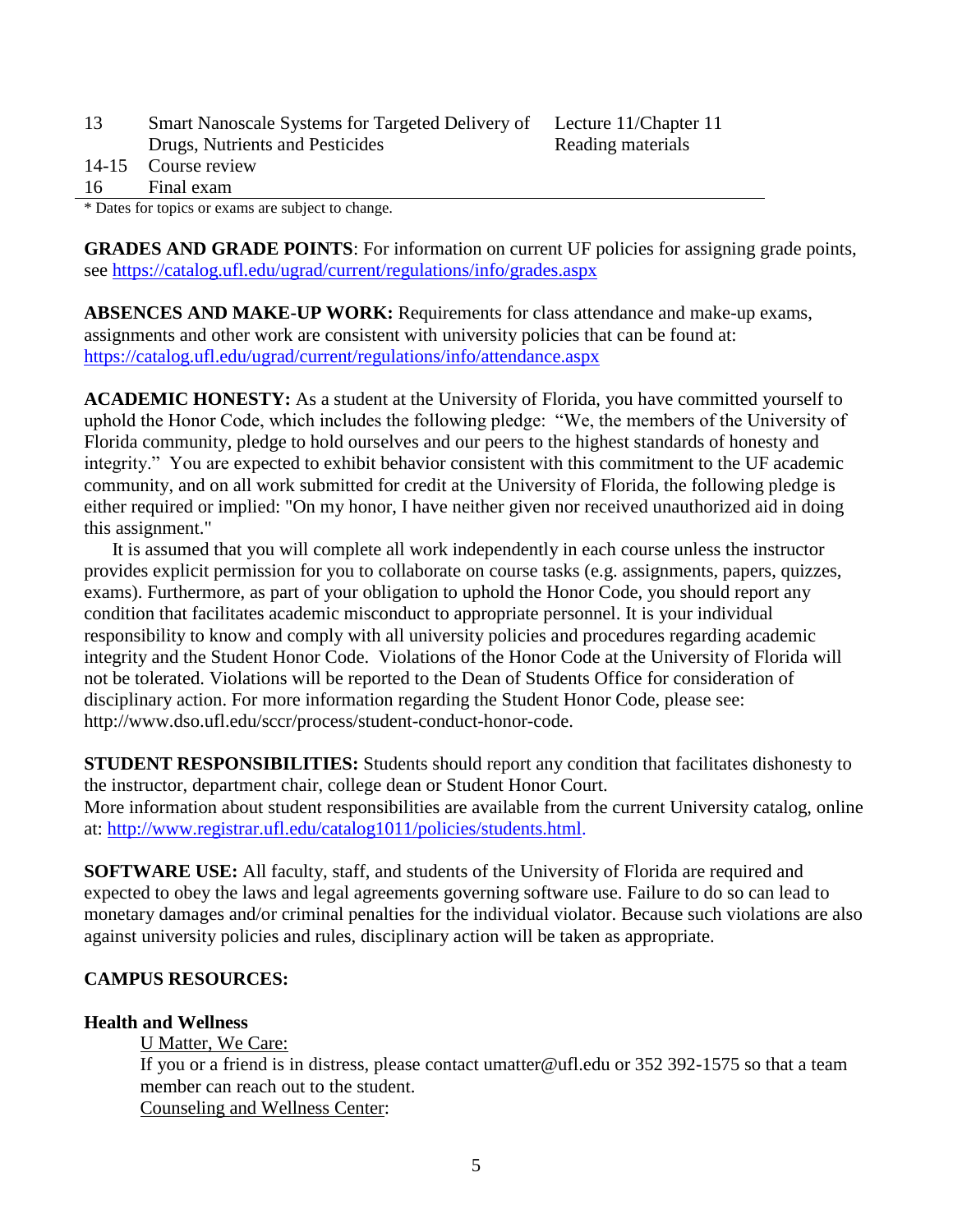| | | |
|---|---|---|
| 13 | Smart Nanoscale Systems for Targeted Delivery of Drugs, Nutrients and Pesticides | Lecture 11/Chapter 11 Reading materials |
| 14-15 | Course review | |
| 16 | Final exam | |

\* Dates for topics or exams are subject to change.

**GRADES AND GRADE POINTS**: For information on current UF policies for assigning grade points, see https://catalog.ufl.edu/ugrad/current/regulations/info/grades.aspx

**ABSENCES AND MAKE-UP WORK:** Requirements for class attendance and make-up exams, assignments and other work are consistent with university policies that can be found at: https://catalog.ufl.edu/ugrad/current/regulations/info/attendance.aspx

**ACADEMIC HONESTY:** As a student at the University of Florida, you have committed yourself to uphold the Honor Code, which includes the following pledge: "We, the members of the University of Florida community, pledge to hold ourselves and our peers to the highest standards of honesty and integrity." You are expected to exhibit behavior consistent with this commitment to the UF academic community, and on all work submitted for credit at the University of Florida, the following pledge is either required or implied: "On my honor, I have neither given nor received unauthorized aid in doing this assignment."

It is assumed that you will complete all work independently in each course unless the instructor provides explicit permission for you to collaborate on course tasks (e.g. assignments, papers, quizzes, exams). Furthermore, as part of your obligation to uphold the Honor Code, you should report any condition that facilitates academic misconduct to appropriate personnel. It is your individual responsibility to know and comply with all university policies and procedures regarding academic integrity and the Student Honor Code. Violations of the Honor Code at the University of Florida will not be tolerated. Violations will be reported to the Dean of Students Office for consideration of disciplinary action. For more information regarding the Student Honor Code, please see: http://www.dso.ufl.edu/sccr/process/student-conduct-honor-code.

**STUDENT RESPONSIBILITIES:** Students should report any condition that facilitates dishonesty to the instructor, department chair, college dean or Student Honor Court.
More information about student responsibilities are available from the current University catalog, online at: http://www.registrar.ufl.edu/catalog1011/policies/students.html.

**SOFTWARE USE:** All faculty, staff, and students of the University of Florida are required and expected to obey the laws and legal agreements governing software use. Failure to do so can lead to monetary damages and/or criminal penalties for the individual violator. Because such violations are also against university policies and rules, disciplinary action will be taken as appropriate.

**CAMPUS RESOURCES:**

**Health and Wellness**

U Matter, We Care:
If you or a friend is in distress, please contact umatter@ufl.edu or 352 392-1575 so that a team member can reach out to the student.
Counseling and Wellness Center: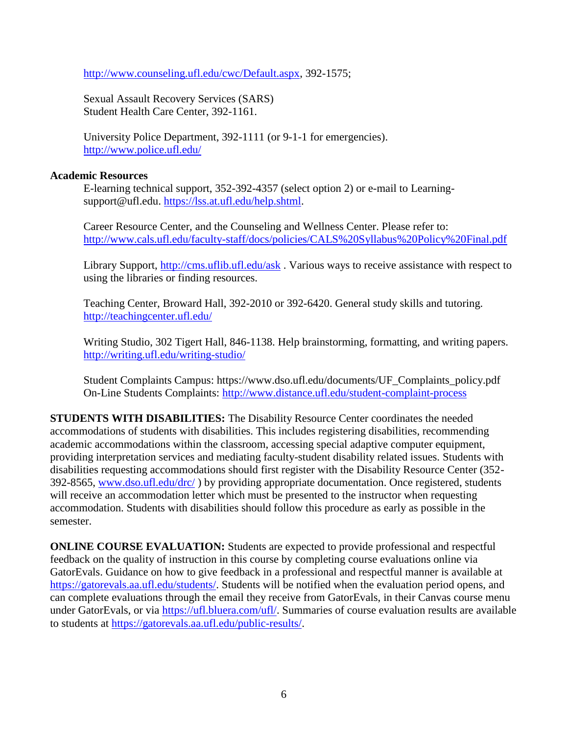http://www.counseling.ufl.edu/cwc/Default.aspx, 392-1575;

Sexual Assault Recovery Services (SARS)
Student Health Care Center, 392-1161.

University Police Department, 392-1111 (or 9-1-1 for emergencies).
http://www.police.ufl.edu/

**Academic Resources**

E-learning technical support, 352-392-4357 (select option 2) or e-mail to Learning-support@ufl.edu. https://lss.at.ufl.edu/help.shtml.

Career Resource Center, and the Counseling and Wellness Center. Please refer to: http://www.cals.ufl.edu/faculty-staff/docs/policies/CALS%20Syllabus%20Policy%20Final.pdf

Library Support, http://cms.uflib.ufl.edu/ask . Various ways to receive assistance with respect to using the libraries or finding resources.

Teaching Center, Broward Hall, 392-2010 or 392-6420. General study skills and tutoring. http://teachingcenter.ufl.edu/

Writing Studio, 302 Tigert Hall, 846-1138. Help brainstorming, formatting, and writing papers. http://writing.ufl.edu/writing-studio/

Student Complaints Campus: https://www.dso.ufl.edu/documents/UF_Complaints_policy.pdf
On-Line Students Complaints: http://www.distance.ufl.edu/student-complaint-process

**STUDENTS WITH DISABILITIES:** The Disability Resource Center coordinates the needed accommodations of students with disabilities. This includes registering disabilities, recommending academic accommodations within the classroom, accessing special adaptive computer equipment, providing interpretation services and mediating faculty-student disability related issues. Students with disabilities requesting accommodations should first register with the Disability Resource Center (352-392-8565, www.dso.ufl.edu/drc/ ) by providing appropriate documentation. Once registered, students will receive an accommodation letter which must be presented to the instructor when requesting accommodation. Students with disabilities should follow this procedure as early as possible in the semester.

**ONLINE COURSE EVALUATION:** Students are expected to provide professional and respectful feedback on the quality of instruction in this course by completing course evaluations online via GatorEvals. Guidance on how to give feedback in a professional and respectful manner is available at https://gatorevals.aa.ufl.edu/students/. Students will be notified when the evaluation period opens, and can complete evaluations through the email they receive from GatorEvals, in their Canvas course menu under GatorEvals, or via https://ufl.bluera.com/ufl/. Summaries of course evaluation results are available to students at https://gatorevals.aa.ufl.edu/public-results/.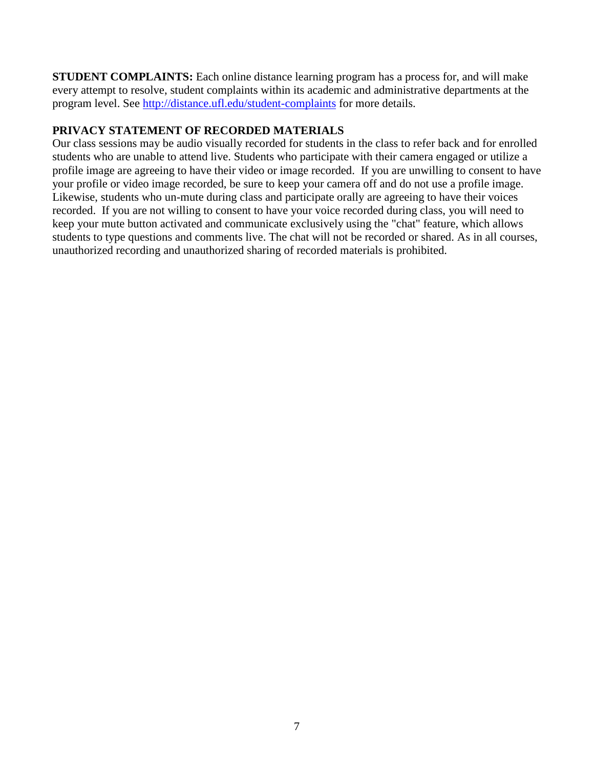**STUDENT COMPLAINTS:** Each online distance learning program has a process for, and will make every attempt to resolve, student complaints within its academic and administrative departments at the program level. See [http://distance.ufl.edu/student-complaints](http://distance.ufl.edu/student-complaints) for more details.

**PRIVACY STATEMENT OF RECORDED MATERIALS**

Our class sessions may be audio visually recorded for students in the class to refer back and for enrolled students who are unable to attend live. Students who participate with their camera engaged or utilize a profile image are agreeing to have their video or image recorded. If you are unwilling to consent to have your profile or video image recorded, be sure to keep your camera off and do not use a profile image. Likewise, students who un-mute during class and participate orally are agreeing to have their voices recorded. If you are not willing to consent to have your voice recorded during class, you will need to keep your mute button activated and communicate exclusively using the "chat" feature, which allows students to type questions and comments live. The chat will not be recorded or shared. As in all courses, unauthorized recording and unauthorized sharing of recorded materials is prohibited.